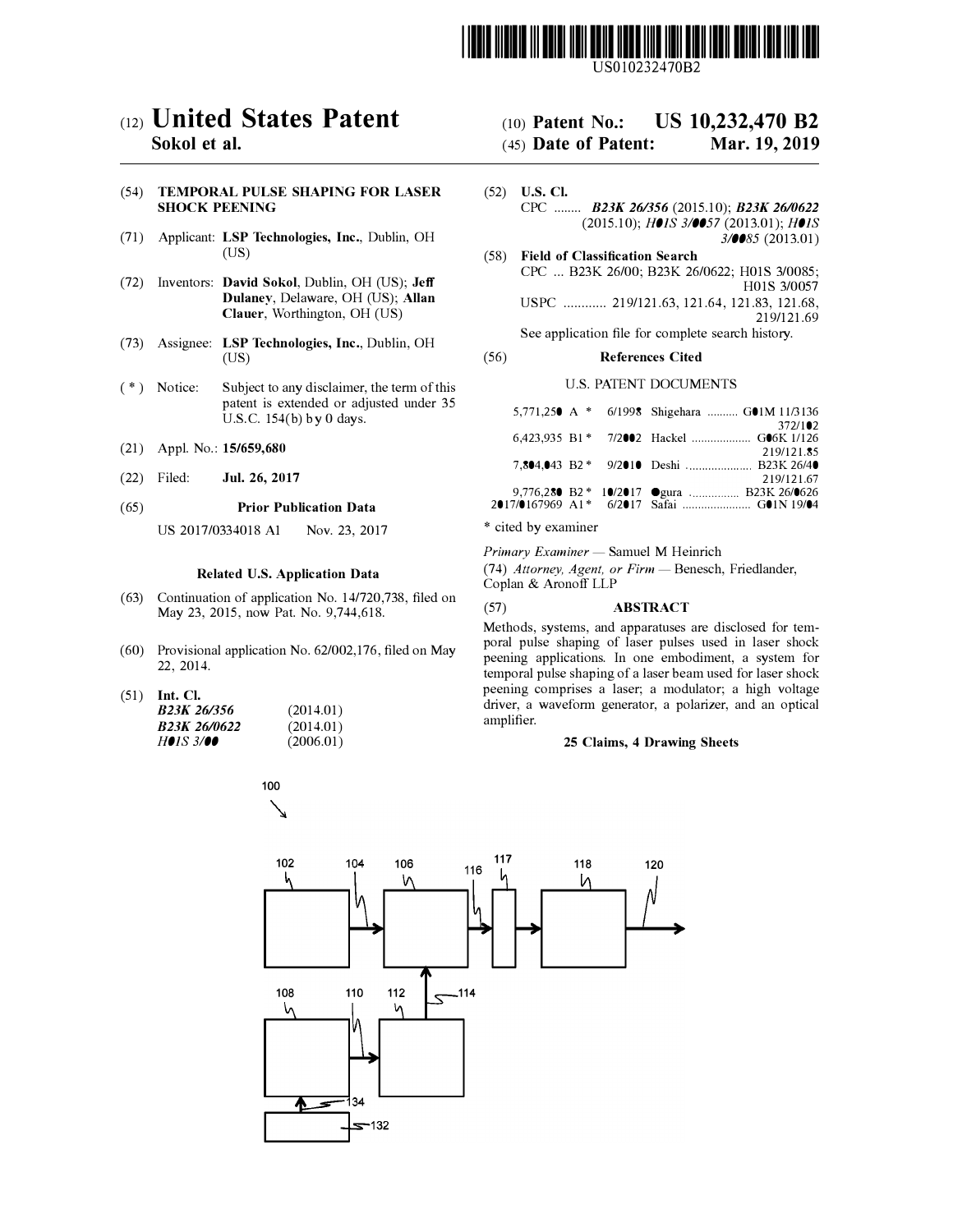US010232470B2

(12) **United States Patent**
**Sokol et al.**

(10) **Patent No.: US 10,232,470 B2**
(45) **Date of Patent: Mar. 19, 2019**

(54) **TEMPORAL PULSE SHAPING FOR LASER SHOCK PEENING**

(71) Applicant: **LSP Technologies, Inc.**, Dublin, OH (US)

(72) Inventors: **David Sokol**, Dublin, OH (US); **Jeff Dulaney**, Delaware, OH (US); **Allan Clauer**, Worthington, OH (US)

(73) Assignee: **LSP Technologies, Inc.**, Dublin, OH (US)

( * ) Notice: Subject to any disclaimer, the term of this patent is extended or adjusted under 35 U.S.C. 154(b) by 0 days.

(21) Appl. No.: **15/659,680**

(22) Filed: **Jul. 26, 2017**

(65) **Prior Publication Data**

US 2017/0334018 A1 Nov. 23, 2017

**Related U.S. Application Data**

(63) Continuation of application No. 14/720,738, filed on May 23, 2015, now Pat. No. 9,744,618.

(60) Provisional application No. 62/002,176, filed on May 22, 2014.

(51) **Int. Cl.**

| | |
|---|---|
| ***B23K 26/356*** | (2014.01) |
| ***B23K 26/0622*** | (2014.01) |
| ***H01S 3/00*** | (2006.01) |

(52) **U.S. Cl.**
CPC ........ ***B23K 26/356*** (2015.10); ***B23K 26/0622*** (2015.10); *H01S 3/0057* (2013.01); *H01S 3/0085* (2013.01)

(58) **Field of Classification Search**
CPC ... B23K 26/00; B23K 26/0622; H01S 3/0085; H01S 3/0057
USPC ............ 219/121.63, 121.64, 121.83, 121.68, 219/121.69
See application file for complete search history.

(56) **References Cited**

U.S. PATENT DOCUMENTS

| | | | | |
|---|---|---|---|---|
| 5,771,250 A * | 6/1998 | Shigehara | .......... | G01M 11/3136 372/102 |
| 6,423,935 B1 * | 7/2002 | Hackel | .................. | G06K 1/126 219/121.85 |
| 7,804,043 B2 * | 9/2010 | Deshi | .................... | B23K 26/40 219/121.67 |
| 9,776,280 B2 * | 10/2017 | Ogura | ............... | B23K 26/0626 |
| 2017/0167969 A1 * | 6/2017 | Safai | ..................... | G01N 19/04 |

\* cited by examiner

*Primary Examiner* — Samuel M Heinrich

(74) *Attorney, Agent, or Firm* — Benesch, Friedlander, Coplan & Aronoff LLP

(57) **ABSTRACT**

Methods, systems, and apparatuses are disclosed for temporal pulse shaping of laser pulses used in laser shock peening applications. In one embodiment, a system for temporal pulse shaping of a laser beam used for laser shock peening comprises a laser; a modulator; a high voltage driver, a waveform generator, a polarizer, and an optical amplifier.

**25 Claims, 4 Drawing Sheets**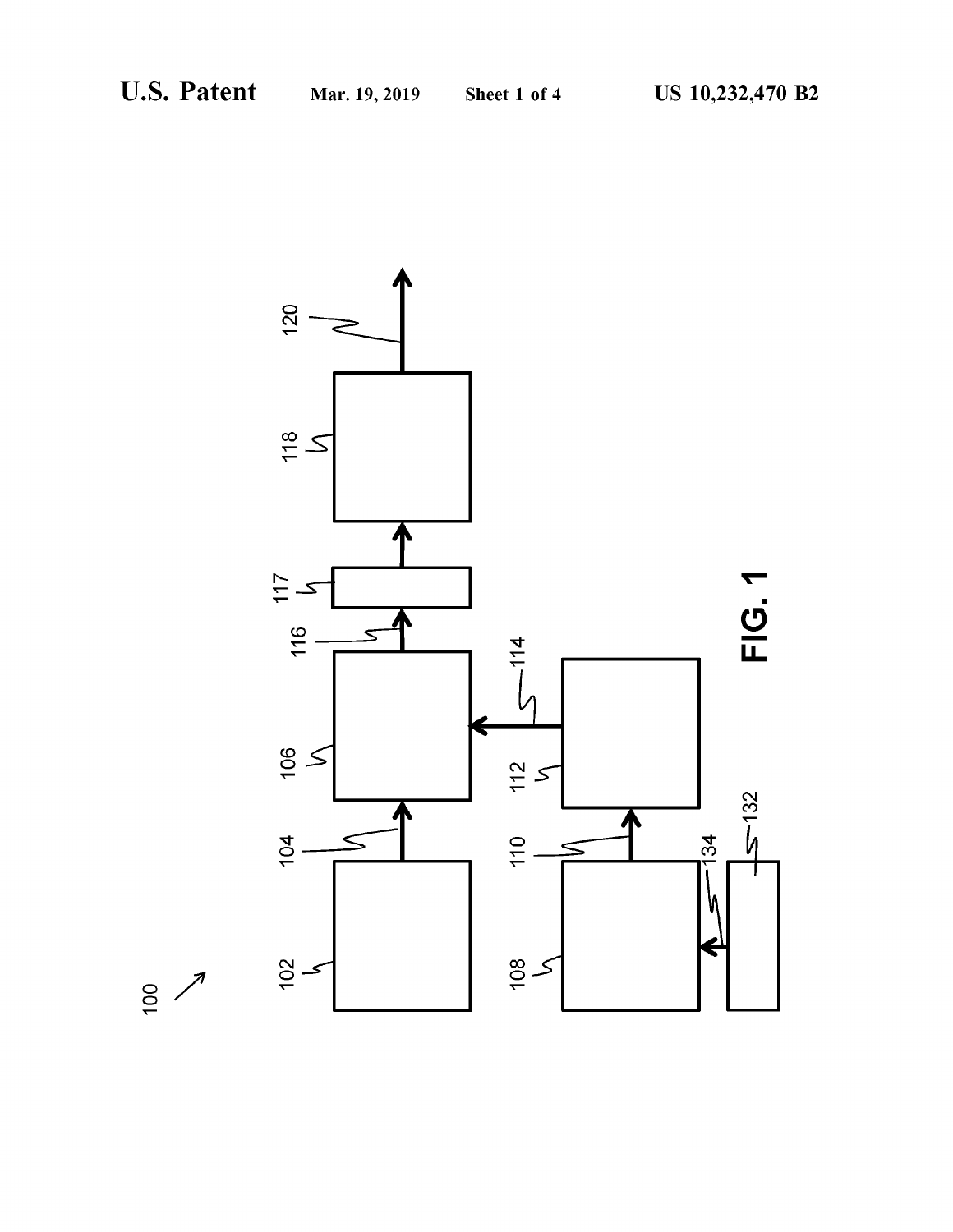FIG. 1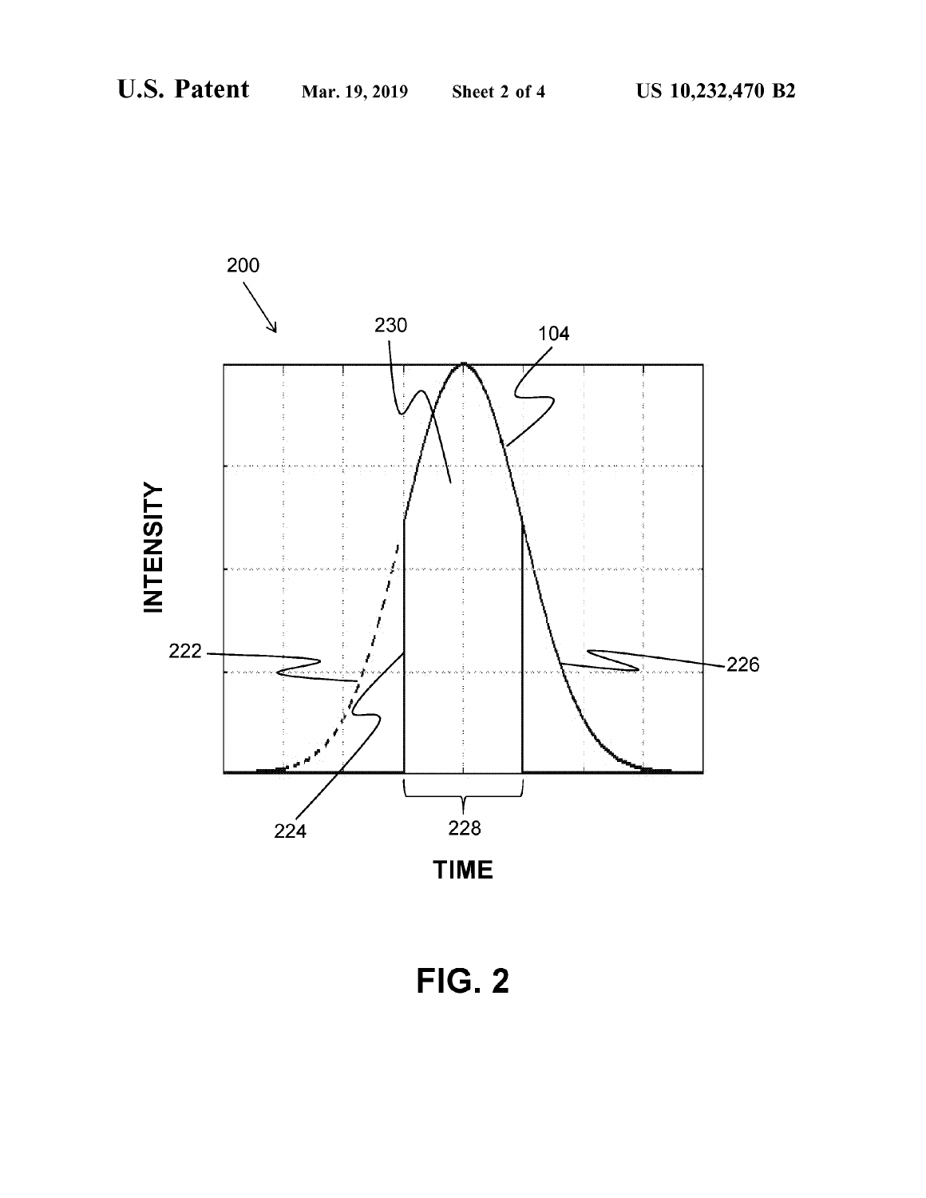FIG. 2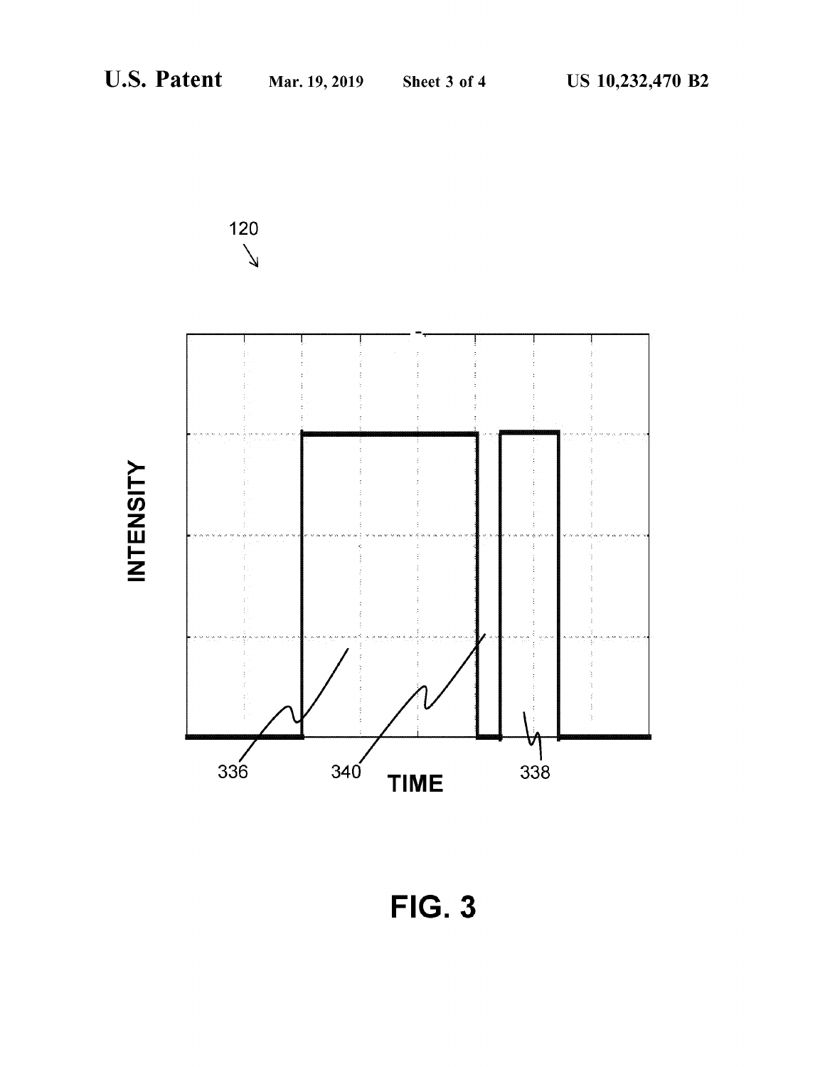FIG. 3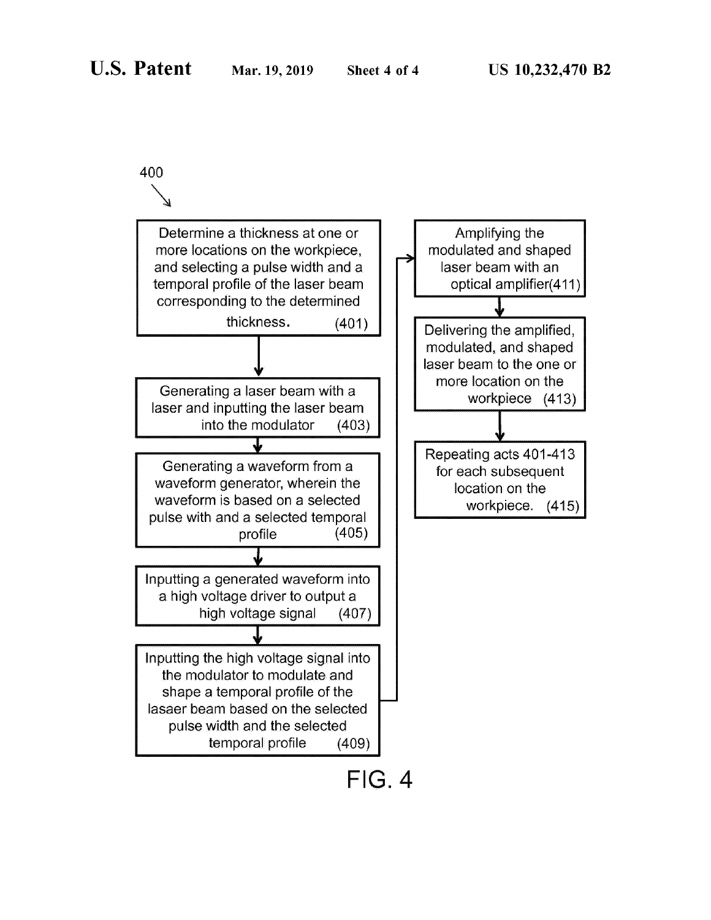400

Determine a thickness at one or more locations on the workpiece, and selecting a pulse width and a temporal profile of the laser beam corresponding to the determined thickness. (401)

Generating a laser beam with a laser and inputting the laser beam into the modulator (403)

Generating a waveform from a waveform generator, wherein the waveform is based on a selected pulse with and a selected temporal profile (405)

Inputting a generated waveform into a high voltage driver to output a high voltage signal (407)

Inputting the high voltage signal into the modulator to modulate and shape a temporal profile of the lasaer beam based on the selected pulse width and the selected temporal profile (409)

Amplifying the modulated and shaped laser beam with an optical amplifier(411)

Delivering the amplified, modulated, and shaped laser beam to the one or more location on the workpiece (413)

Repeating acts 401-413 for each subsequent location on the workpiece. (415)

FIG. 4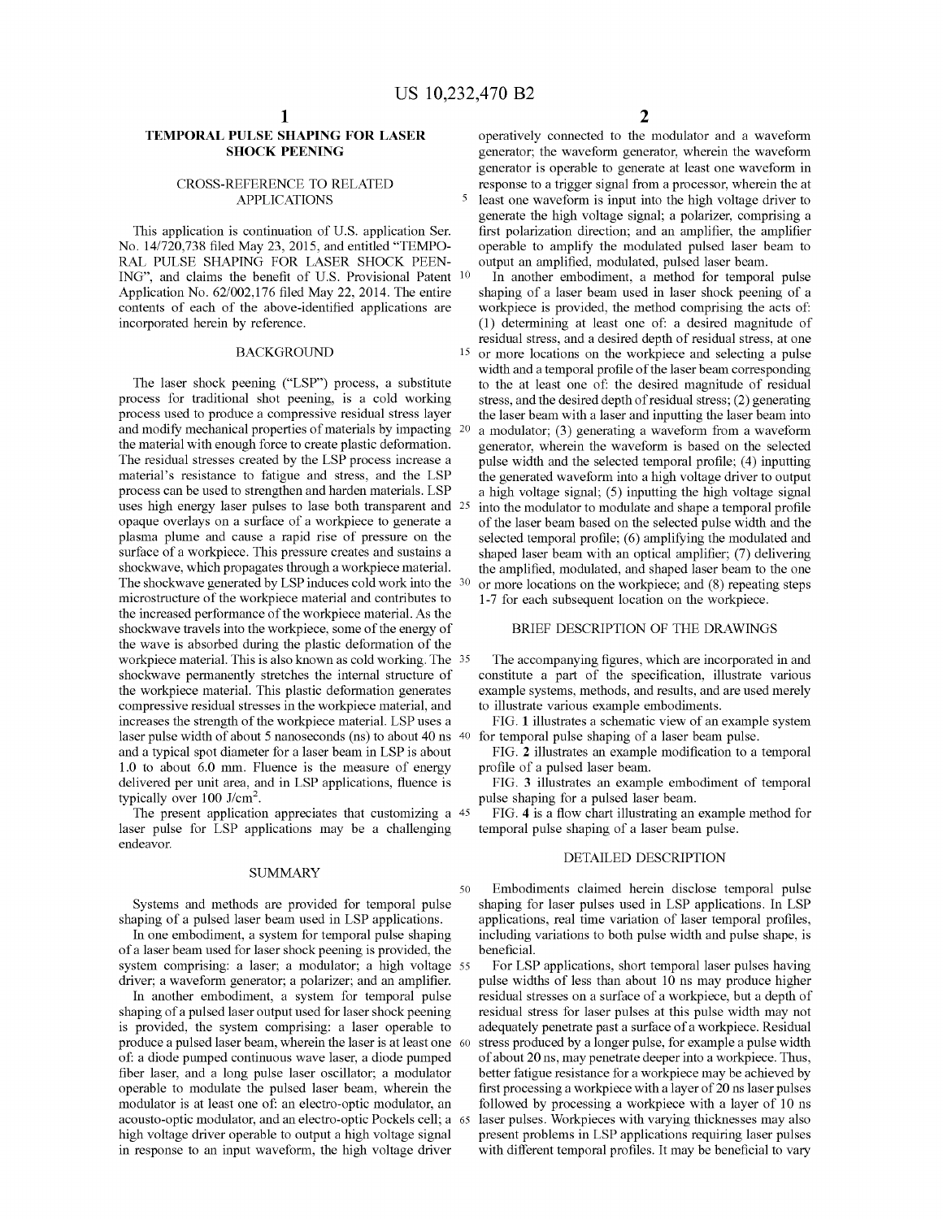# TEMPORAL PULSE SHAPING FOR LASER SHOCK PEENING

## CROSS-REFERENCE TO RELATED APPLICATIONS

This application is continuation of U.S. application Ser. No. 14/720,738 filed May 23, 2015, and entitled "TEMPORAL PULSE SHAPING FOR LASER SHOCK PEENING", and claims the benefit of U.S. Provisional Patent Application No. 62/002,176 filed May 22, 2014. The entire contents of each of the above-identified applications are incorporated herein by reference.

## BACKGROUND

The laser shock peening ("LSP") process, a substitute process for traditional shot peening, is a cold working process used to produce a compressive residual stress layer and modify mechanical properties of materials by impacting the material with enough force to create plastic deformation. The residual stresses created by the LSP process increase a material's resistance to fatigue and stress, and the LSP process can be used to strengthen and harden materials. LSP uses high energy laser pulses to lase both transparent and opaque overlays on a surface of a workpiece to generate a plasma plume and cause a rapid rise of pressure on the surface of a workpiece. This pressure creates and sustains a shockwave, which propagates through a workpiece material. The shockwave generated by LSP induces cold work into the microstructure of the workpiece material and contributes to the increased performance of the workpiece material. As the shockwave travels into the workpiece, some of the energy of the wave is absorbed during the plastic deformation of the workpiece material. This is also known as cold working. The shockwave permanently stretches the internal structure of the workpiece material. This plastic deformation generates compressive residual stresses in the workpiece material, and increases the strength of the workpiece material. LSP uses a laser pulse width of about 5 nanoseconds (ns) to about 40 ns and a typical spot diameter for a laser beam in LSP is about 1.0 to about 6.0 mm. Fluence is the measure of energy delivered per unit area, and in LSP applications, fluence is typically over 100 J/cm$^2$.

The present application appreciates that customizing a laser pulse for LSP applications may be a challenging endeavor.

## SUMMARY

Systems and methods are provided for temporal pulse shaping of a pulsed laser beam used in LSP applications.

In one embodiment, a system for temporal pulse shaping of a laser beam used for laser shock peening is provided, the system comprising: a laser; a modulator; a high voltage driver; a waveform generator; a polarizer; and an amplifier.

In another embodiment, a system for temporal pulse shaping of a pulsed laser output used for laser shock peening is provided, the system comprising: a laser operable to produce a pulsed laser beam, wherein the laser is at least one of: a diode pumped continuous wave laser, a diode pumped fiber laser, and a long pulse laser oscillator; a modulator operable to modulate the pulsed laser beam, wherein the modulator is at least one of: an electro-optic modulator, an acousto-optic modulator, and an electro-optic Pockels cell; a high voltage driver operable to output a high voltage signal in response to an input waveform, the high voltage driver operatively connected to the modulator and a waveform generator; the waveform generator, wherein the waveform generator is operable to generate at least one waveform in response to a trigger signal from a processor, wherein the at least one waveform is input into the high voltage driver to generate the high voltage signal; a polarizer, comprising a first polarization direction; and an amplifier, the amplifier operable to amplify the modulated pulsed laser beam to output an amplified, modulated, pulsed laser beam.

In another embodiment, a method for temporal pulse shaping of a laser beam used in laser shock peening of a workpiece is provided, the method comprising the acts of: (1) determining at least one of: a desired magnitude of residual stress, and a desired depth of residual stress, at one or more locations on the workpiece and selecting a pulse width and a temporal profile of the laser beam corresponding to the at least one of: the desired magnitude of residual stress, and the desired depth of residual stress; (2) generating the laser beam with a laser and inputting the laser beam into a modulator; (3) generating a waveform from a waveform generator, wherein the waveform is based on the selected pulse width and the selected temporal profile; (4) inputting the generated waveform into a high voltage driver to output a high voltage signal; (5) inputting the high voltage signal into the modulator to modulate and shape a temporal profile of the laser beam based on the selected pulse width and the selected temporal profile; (6) amplifying the modulated and shaped laser beam with an optical amplifier; (7) delivering the amplified, modulated, and shaped laser beam to the one or more locations on the workpiece; and (8) repeating steps 1-7 for each subsequent location on the workpiece.

## BRIEF DESCRIPTION OF THE DRAWINGS

The accompanying figures, which are incorporated in and constitute a part of the specification, illustrate various example systems, methods, and results, and are used merely to illustrate various example embodiments.

FIG. 1 illustrates a schematic view of an example system for temporal pulse shaping of a laser beam pulse.

FIG. 2 illustrates an example modification to a temporal profile of a pulsed laser beam.

FIG. 3 illustrates an example embodiment of temporal pulse shaping for a pulsed laser beam.

FIG. 4 is a flow chart illustrating an example method for temporal pulse shaping of a laser beam pulse.

## DETAILED DESCRIPTION

Embodiments claimed herein disclose temporal pulse shaping for laser pulses used in LSP applications. In LSP applications, real time variation of laser temporal profiles, including variations to both pulse width and pulse shape, is beneficial.

For LSP applications, short temporal laser pulses having pulse widths of less than about 10 ns may produce higher residual stresses on a surface of a workpiece, but a depth of residual stress for laser pulses at this pulse width may not adequately penetrate past a surface of a workpiece. Residual stress produced by a longer pulse, for example a pulse width of about 20 ns, may penetrate deeper into a workpiece. Thus, better fatigue resistance for a workpiece may be achieved by first processing a workpiece with a layer of 20 ns laser pulses followed by processing a workpiece with a layer of 10 ns laser pulses. Workpieces with varying thicknesses may also present problems in LSP applications requiring laser pulses with different temporal profiles. It may be beneficial to vary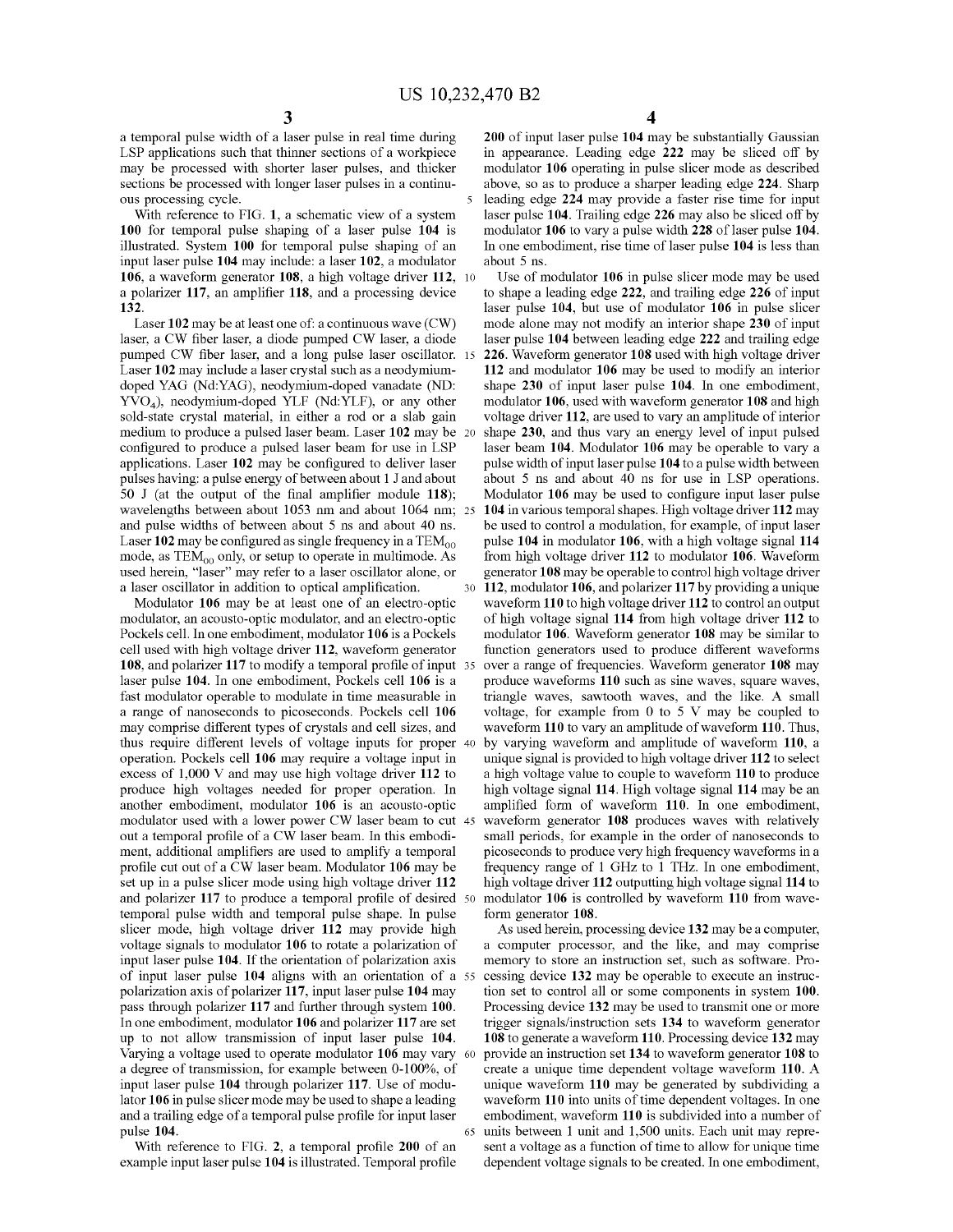a temporal pulse width of a laser pulse in real time during LSP applications such that thinner sections of a workpiece may be processed with shorter laser pulses, and thicker sections be processed with longer laser pulses in a continuous processing cycle.

With reference to FIG. 1, a schematic view of a system **100** for temporal pulse shaping of a laser pulse **104** is illustrated. System **100** for temporal pulse shaping of an input laser pulse **104** may include: a laser **102**, a modulator **106**, a waveform generator **108**, a high voltage driver **112**, a polarizer **117**, an amplifier **118**, and a processing device **132**.

Laser **102** may be at least one of: a continuous wave (CW) laser, a CW fiber laser, a diode pumped CW laser, a diode pumped CW fiber laser, and a long pulse laser oscillator. Laser **102** may include a laser crystal such as a neodymium-doped YAG (Nd:YAG), neodymium-doped vanadate (ND: $YVO_4$), neodymium-doped YLF (Nd:YLF), or any other sold-state crystal material, in either a rod or a slab gain medium to produce a pulsed laser beam. Laser **102** may be configured to produce a pulsed laser beam for use in LSP applications. Laser **102** may be configured to deliver laser pulses having: a pulse energy of between about 1 J and about 50 J (at the output of the final amplifier module **118**); wavelengths between about 1053 nm and about 1064 nm; and pulse widths of between about 5 ns and about 40 ns. Laser **102** may be configured as single frequency in a $TEM_{00}$ mode, as $TEM_{00}$ only, or setup to operate in multimode. As used herein, "laser" may refer to a laser oscillator alone, or a laser oscillator in addition to optical amplification.

Modulator **106** may be at least one of an electro-optic modulator, an acousto-optic modulator, and an electro-optic Pockels cell. In one embodiment, modulator **106** is a Pockels cell used with high voltage driver **112**, waveform generator **108**, and polarizer **117** to modify a temporal profile of input laser pulse **104**. In one embodiment, Pockels cell **106** is a fast modulator operable to modulate in time measurable in a range of nanoseconds to picoseconds. Pockels cell **106** may comprise different types of crystals and cell sizes, and thus require different levels of voltage inputs for proper operation. Pockels cell **106** may require a voltage input in excess of 1,000 V and may use high voltage driver **112** to produce high voltages needed for proper operation. In another embodiment, modulator **106** is an acousto-optic modulator used with a lower power CW laser beam to cut out a temporal profile of a CW laser beam. In this embodiment, additional amplifiers are used to amplify a temporal profile cut out of a CW laser beam. Modulator **106** may be set up in a pulse slicer mode using high voltage driver **112** and polarizer **117** to produce a temporal profile of desired temporal pulse width and temporal pulse shape. In pulse slicer mode, high voltage driver **112** may provide high voltage signals to modulator **106** to rotate a polarization of input laser pulse **104**. If the orientation of polarization axis of input laser pulse **104** aligns with an orientation of a polarization axis of polarizer **117**, input laser pulse **104** may pass through polarizer **117** and further through system **100**. In one embodiment, modulator **106** and polarizer **117** are set up to not allow transmission of input laser pulse **104**. Varying a voltage used to operate modulator **106** may vary a degree of transmission, for example between 0-100%, of input laser pulse **104** through polarizer **117**. Use of modulator **106** in pulse slicer mode may be used to shape a leading and a trailing edge of a temporal pulse profile for input laser pulse **104**.

With reference to FIG. 2, a temporal profile **200** of an example input laser pulse **104** is illustrated. Temporal profile **200** of input laser pulse **104** may be substantially Gaussian in appearance. Leading edge **222** may be sliced off by modulator **106** operating in pulse slicer mode as described above, so as to produce a sharper leading edge **224**. Sharp leading edge **224** may provide a faster rise time for input laser pulse **104**. Trailing edge **226** may also be sliced off by modulator **106** to vary a pulse width **228** of laser pulse **104**. In one embodiment, rise time of laser pulse **104** is less than about 5 ns.

Use of modulator **106** in pulse slicer mode may be used to shape a leading edge **222**, and trailing edge **226** of input laser pulse **104**, but use of modulator **106** in pulse slicer mode alone may not modify an interior shape **230** of input laser pulse **104** between leading edge **222** and trailing edge **226**. Waveform generator **108** used with high voltage driver **112** and modulator **106** may be used to modify an interior shape **230** of input laser pulse **104**. In one embodiment, modulator **106**, used with waveform generator **108** and high voltage driver **112**, are used to vary an amplitude of interior shape **230**, and thus vary an energy level of input pulsed laser beam **104**. Modulator **106** may be operable to vary a pulse width of input laser pulse **104** to a pulse width between about 5 ns and about 40 ns for use in LSP operations. Modulator **106** may be used to configure input laser pulse **104** in various temporal shapes. High voltage driver **112** may be used to control a modulation, for example, of input laser pulse **104** in modulator **106**, with a high voltage signal **114** from high voltage driver **112** to modulator **106**. Waveform generator **108** may be operable to control high voltage driver **112**, modulator **106**, and polarizer **117** by providing a unique waveform **110** to high voltage driver **112** to control an output of high voltage signal **114** from high voltage driver **112** to modulator **106**. Waveform generator **108** may be similar to function generators used to produce different waveforms over a range of frequencies. Waveform generator **108** may produce waveforms **110** such as sine waves, square waves, triangle waves, sawtooth waves, and the like. A small voltage, for example from 0 to 5 V may be coupled to waveform **110** to vary an amplitude of waveform **110**. Thus, by varying waveform and amplitude of waveform **110**, a unique signal is provided to high voltage driver **112** to select a high voltage value to couple to waveform **110** to produce high voltage signal **114**. High voltage signal **114** may be an amplified form of waveform **110**. In one embodiment, waveform generator **108** produces waves with relatively small periods, for example in the order of nanoseconds to picoseconds to produce very high frequency waveforms in a frequency range of 1 GHz to 1 THz. In one embodiment, high voltage driver **112** outputting high voltage signal **114** to modulator **106** is controlled by waveform **110** from waveform generator **108**.

As used herein, processing device **132** may be a computer, a computer processor, and the like, and may comprise memory to store an instruction set, such as software. Processing device **132** may be operable to execute an instruction set to control all or some components in system **100**. Processing device **132** may be used to transmit one or more trigger signals/instruction sets **134** to waveform generator **108** to generate a waveform **110**. Processing device **132** may provide an instruction set **134** to waveform generator **108** to create a unique time dependent voltage waveform **110**. A unique waveform **110** may be generated by subdividing a waveform **110** into units of time dependent voltages. In one embodiment, waveform **110** is subdivided into a number of units between 1 unit and 1,500 units. Each unit may represent a voltage as a function of time to allow for unique time dependent voltage signals to be created. In one embodiment,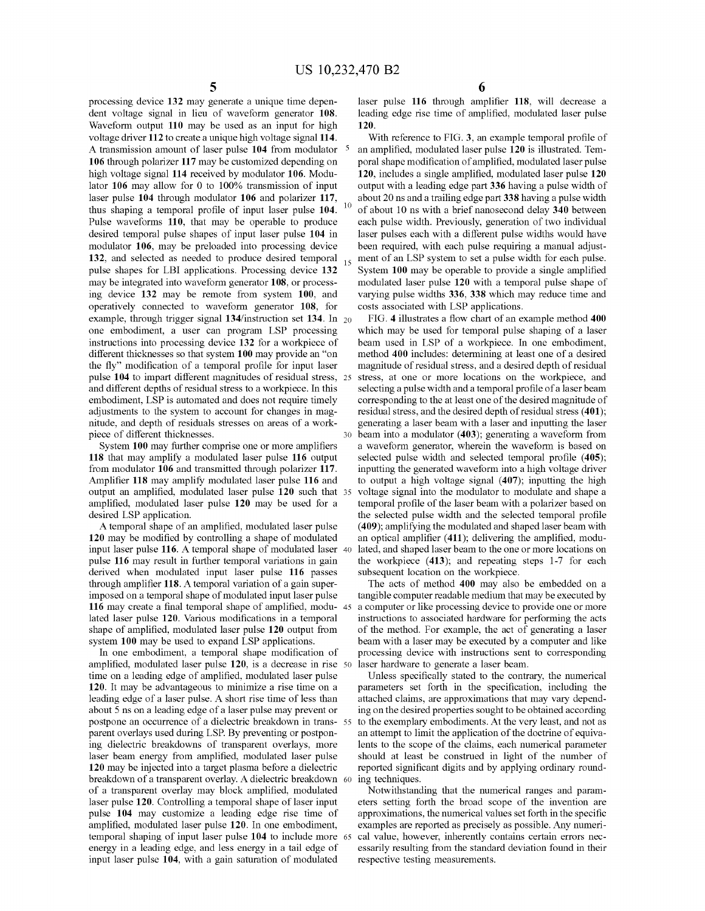processing device 132 may generate a unique time dependent voltage signal in lieu of waveform generator 108. Waveform output 110 may be used as an input for high voltage driver 112 to create a unique high voltage signal 114. A transmission amount of laser pulse 104 from modulator 106 through polarizer 117 may be customized depending on high voltage signal 114 received by modulator 106. Modulator 106 may allow for 0 to 100% transmission of input laser pulse 104 through modulator 106 and polarizer 117, thus shaping a temporal profile of input laser pulse 104. Pulse waveforms 110, that may be operable to produce desired temporal pulse shapes of input laser pulse 104 in modulator 106, may be preloaded into processing device 132, and selected as needed to produce desired temporal pulse shapes for LBI applications. Processing device 132 may be integrated into waveform generator 108, or processing device 132 may be remote from system 100, and operatively connected to waveform generator 108, for example, through trigger signal 134/instruction set 134. In one embodiment, a user can program LSP processing instructions into processing device 132 for a workpiece of different thicknesses so that system 100 may provide an "on the fly" modification of a temporal profile for input laser pulse 104 to impart different magnitudes of residual stress, and different depths of residual stress to a workpiece. In this embodiment, LSP is automated and does not require timely adjustments to the system to account for changes in magnitude, and depth of residuals stresses on areas of a workpiece of different thicknesses.

System 100 may further comprise one or more amplifiers 118 that may amplify a modulated laser pulse 116 output from modulator 106 and transmitted through polarizer 117. Amplifier 118 may amplify modulated laser pulse 116 and output an amplified, modulated laser pulse 120 such that amplified, modulated laser pulse 120 may be used for a desired LSP application.

A temporal shape of an amplified, modulated laser pulse 120 may be modified by controlling a shape of modulated input laser pulse 116. A temporal shape of modulated laser pulse 116 may result in further temporal variations in gain derived when modulated input laser pulse 116 passes through amplifier 118. A temporal variation of a gain superimposed on a temporal shape of modulated input laser pulse 116 may create a final temporal shape of amplified, modulated laser pulse 120. Various modifications in a temporal shape of amplified, modulated laser pulse 120 output from system 100 may be used to expand LSP applications.

In one embodiment, a temporal shape modification of amplified, modulated laser pulse 120, is a decrease in rise time on a leading edge of amplified, modulated laser pulse 120. It may be advantageous to minimize a rise time on a leading edge of a laser pulse. A short rise time of less than about 5 ns on a leading edge of a laser pulse may prevent or postpone an occurrence of a dielectric breakdown in transparent overlays used during LSP. By preventing or postponing dielectric breakdowns of transparent overlays, more laser beam energy from amplified, modulated laser pulse 120 may be injected into a target plasma before a dielectric breakdown of a transparent overlay. A dielectric breakdown of a transparent overlay may block amplified, modulated laser pulse 120. Controlling a temporal shape of laser input pulse 104 may customize a leading edge rise time of amplified, modulated laser pulse 120. In one embodiment, temporal shaping of input laser pulse 104 to include more energy in a leading edge, and less energy in a tail edge of input laser pulse 104, with a gain saturation of modulated laser pulse 116 through amplifier 118, will decrease a leading edge rise time of amplified, modulated laser pulse 120.

With reference to FIG. 3, an example temporal profile of an amplified, modulated laser pulse 120 is illustrated. Temporal shape modification of amplified, modulated laser pulse 120, includes a single amplified, modulated laser pulse 120 output with a leading edge part 336 having a pulse width of about 20 ns and a trailing edge part 338 having a pulse width of about 10 ns with a brief nanosecond delay 340 between each pulse width. Previously, generation of two individual laser pulses each with a different pulse widths would have been required, with each pulse requiring a manual adjustment of an LSP system to set a pulse width for each pulse. System 100 may be operable to provide a single amplified modulated laser pulse 120 with a temporal pulse shape of varying pulse widths 336, 338 which may reduce time and costs associated with LSP applications.

FIG. 4 illustrates a flow chart of an example method 400 which may be used for temporal pulse shaping of a laser beam used in LSP of a workpiece. In one embodiment, method 400 includes: determining at least one of a desired magnitude of residual stress, and a desired depth of residual stress, at one or more locations on the workpiece, and selecting a pulse width and a temporal profile of a laser beam corresponding to the at least one of the desired magnitude of residual stress, and the desired depth of residual stress (401); generating a laser beam with a laser and inputting the laser beam into a modulator (403); generating a waveform from a waveform generator, wherein the waveform is based on selected pulse width and selected temporal profile (405); inputting the generated waveform into a high voltage driver to output a high voltage signal (407); inputting the high voltage signal into the modulator to modulate and shape a temporal profile of the laser beam with a polarizer based on the selected pulse width and the selected temporal profile (409); amplifying the modulated and shaped laser beam with an optical amplifier (411); delivering the amplified, modulated, and shaped laser beam to the one or more locations on the workpiece (413); and repeating steps 1-7 for each subsequent location on the workpiece.

The acts of method 400 may also be embedded on a tangible computer readable medium that may be executed by a computer or like processing device to provide one or more instructions to associated hardware for performing the acts of the method. For example, the act of generating a laser beam with a laser may be executed by a computer and like processing device with instructions sent to corresponding laser hardware to generate a laser beam.

Unless specifically stated to the contrary, the numerical parameters set forth in the specification, including the attached claims, are approximations that may vary depending on the desired properties sought to be obtained according to the exemplary embodiments. At the very least, and not as an attempt to limit the application of the doctrine of equivalents to the scope of the claims, each numerical parameter should at least be construed in light of the number of reported significant digits and by applying ordinary rounding techniques.

Notwithstanding that the numerical ranges and parameters setting forth the broad scope of the invention are approximations, the numerical values set forth in the specific examples are reported as precisely as possible. Any numerical value, however, inherently contains certain errors necessarily resulting from the standard deviation found in their respective testing measurements.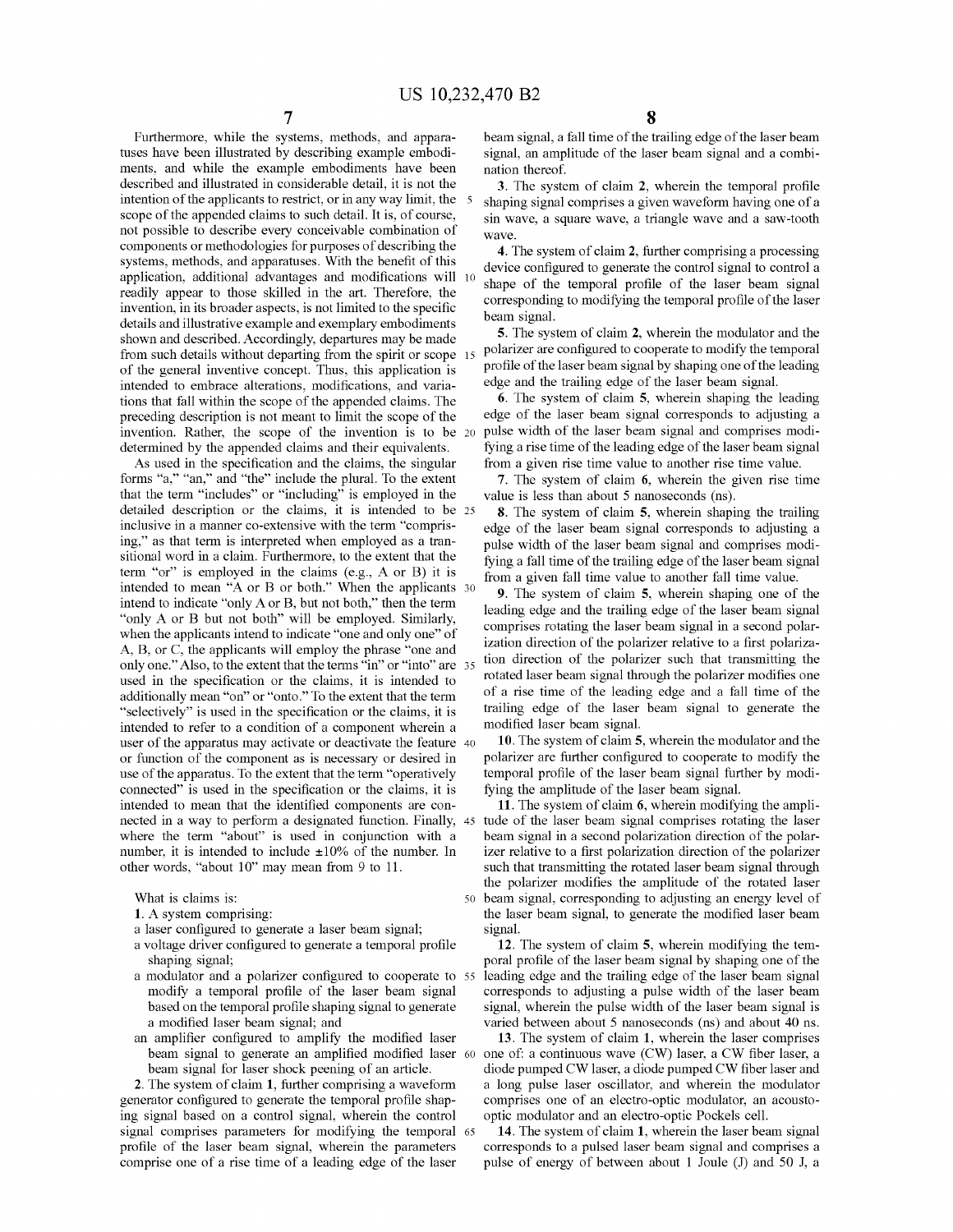Furthermore, while the systems, methods, and apparatuses have been illustrated by describing example embodiments, and while the example embodiments have been described and illustrated in considerable detail, it is not the intention of the applicants to restrict, or in any way limit, the scope of the appended claims to such detail. It is, of course, not possible to describe every conceivable combination of components or methodologies for purposes of describing the systems, methods, and apparatuses. With the benefit of this application, additional advantages and modifications will readily appear to those skilled in the art. Therefore, the invention, in its broader aspects, is not limited to the specific details and illustrative example and exemplary embodiments shown and described. Accordingly, departures may be made from such details without departing from the spirit or scope of the general inventive concept. Thus, this application is intended to embrace alterations, modifications, and variations that fall within the scope of the appended claims. The preceding description is not meant to limit the scope of the invention. Rather, the scope of the invention is to be determined by the appended claims and their equivalents.

As used in the specification and the claims, the singular forms "a," "an," and "the" include the plural. To the extent that the term "includes" or "including" is employed in the detailed description or the claims, it is intended to be inclusive in a manner co-extensive with the term "comprising," as that term is interpreted when employed as a transitional word in a claim. Furthermore, to the extent that the term "or" is employed in the claims (e.g., A or B) it is intended to mean "A or B or both." When the applicants intend to indicate "only A or B, but not both," then the term "only A or B but not both" will be employed. Similarly, when the applicants intend to indicate "one and only one" of A, B, or C, the applicants will employ the phrase "one and only one." Also, to the extent that the terms "in" or "into" are used in the specification or the claims, it is intended to additionally mean "on" or "onto." To the extent that the term "selectively" is used in the specification or the claims, it is intended to refer to a condition of a component wherein a user of the apparatus may activate or deactivate the feature or function of the component as is necessary or desired in use of the apparatus. To the extent that the term "operatively connected" is used in the specification or the claims, it is intended to mean that the identified components are connected in a way to perform a designated function. Finally, where the term "about" is used in conjunction with a number, it is intended to include ±10% of the number. In other words, "about 10" may mean from 9 to 11.

What is claims is:

**1.** A system comprising:

- a laser configured to generate a laser beam signal;
- a voltage driver configured to generate a temporal profile shaping signal;
- a modulator and a polarizer configured to cooperate to modify a temporal profile of the laser beam signal based on the temporal profile shaping signal to generate a modified laser beam signal; and
- an amplifier configured to amplify the modified laser beam signal to generate an amplified modified laser beam signal for laser shock peening of an article.

**2.** The system of claim **1**, further comprising a waveform generator configured to generate the temporal profile shaping signal based on a control signal, wherein the control signal comprises parameters for modifying the temporal profile of the laser beam signal, wherein the parameters comprise one of a rise time of a leading edge of the laser beam signal, a fall time of the trailing edge of the laser beam signal, an amplitude of the laser beam signal and a combination thereof.

**3.** The system of claim **2**, wherein the temporal profile shaping signal comprises a given waveform having one of a sin wave, a square wave, a triangle wave and a saw-tooth wave.

**4.** The system of claim **2**, further comprising a processing device configured to generate the control signal to control a shape of the temporal profile of the laser beam signal corresponding to modifying the temporal profile of the laser beam signal.

**5.** The system of claim **2**, wherein the modulator and the polarizer are configured to cooperate to modify the temporal profile of the laser beam signal by shaping one of the leading edge and the trailing edge of the laser beam signal.

**6.** The system of claim **5**, wherein shaping the leading edge of the laser beam signal corresponds to adjusting a pulse width of the laser beam signal and comprises modifying a rise time of the leading edge of the laser beam signal from a given rise time value to another rise time value.

**7.** The system of claim **6**, wherein the given rise time value is less than about 5 nanoseconds (ns).

**8.** The system of claim **5**, wherein shaping the trailing edge of the laser beam signal corresponds to adjusting a pulse width of the laser beam signal and comprises modifying a fall time of the trailing edge of the laser beam signal from a given fall time value to another fall time value.

**9.** The system of claim **5**, wherein shaping one of the leading edge and the trailing edge of the laser beam signal comprises rotating the laser beam signal in a second polarization direction of the polarizer relative to a first polarization direction of the polarizer such that transmitting the rotated laser beam signal through the polarizer modifies one of a rise time of the leading edge and a fall time of the trailing edge of the laser beam signal to generate the modified laser beam signal.

**10.** The system of claim **5**, wherein the modulator and the polarizer are further configured to cooperate to modify the temporal profile of the laser beam signal further by modifying the amplitude of the laser beam signal.

**11.** The system of claim **6**, wherein modifying the amplitude of the laser beam signal comprises rotating the laser beam signal in a second polarization direction of the polarizer relative to a first polarization direction of the polarizer such that transmitting the rotated laser beam signal through the polarizer modifies the amplitude of the rotated laser beam signal, corresponding to adjusting an energy level of the laser beam signal, to generate the modified laser beam signal.

**12.** The system of claim **5**, wherein modifying the temporal profile of the laser beam signal by shaping one of the leading edge and the trailing edge of the laser beam signal corresponds to adjusting a pulse width of the laser beam signal, wherein the pulse width of the laser beam signal is varied between about 5 nanoseconds (ns) and about 40 ns.

**13.** The system of claim **1**, wherein the laser comprises one of: a continuous wave (CW) laser, a CW fiber laser, a diode pumped CW laser, a diode pumped CW fiber laser and a long pulse laser oscillator, and wherein the modulator comprises one of an electro-optic modulator, an acousto-optic modulator and an electro-optic Pockels cell.

**14.** The system of claim **1**, wherein the laser beam signal corresponds to a pulsed laser beam signal and comprises a pulse of energy of between about 1 Joule (J) and 50 J, a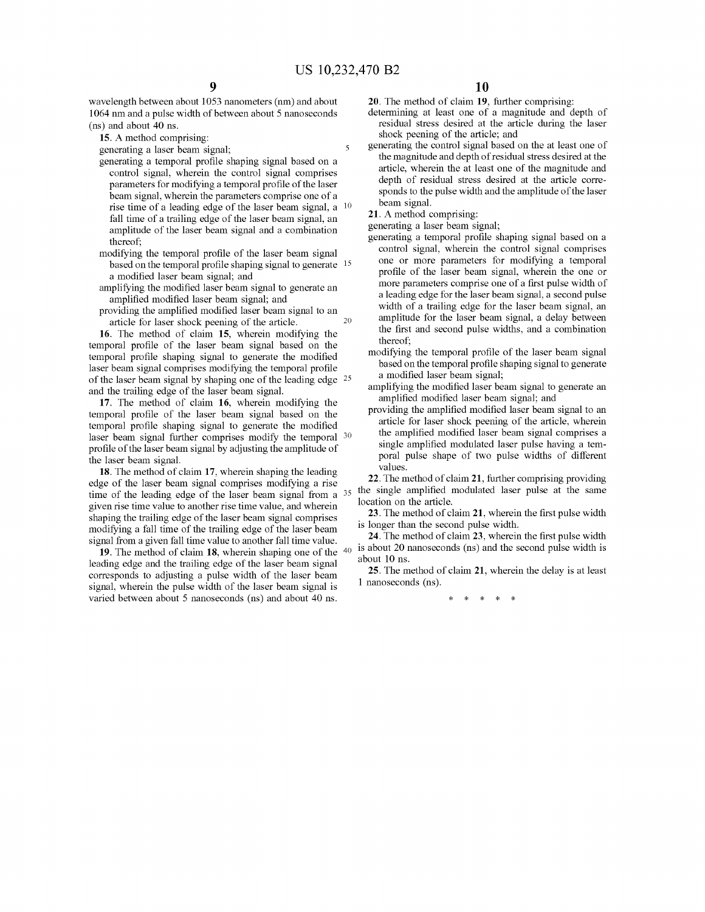wavelength between about 1053 nanometers (nm) and about 1064 nm and a pulse width of between about 5 nanoseconds (ns) and about 40 ns.

**15**. A method comprising:

generating a laser beam signal;

generating a temporal profile shaping signal based on a control signal, wherein the control signal comprises parameters for modifying a temporal profile of the laser beam signal, wherein the parameters comprise one of a rise time of a leading edge of the laser beam signal, a fall time of a trailing edge of the laser beam signal, an amplitude of the laser beam signal and a combination thereof;

modifying the temporal profile of the laser beam signal based on the temporal profile shaping signal to generate a modified laser beam signal; and

amplifying the modified laser beam signal to generate an amplified modified laser beam signal; and

providing the amplified modified laser beam signal to an article for laser shock peening of the article.

**16**. The method of claim **15**, wherein modifying the temporal profile of the laser beam signal based on the temporal profile shaping signal to generate the modified laser beam signal comprises modifying the temporal profile of the laser beam signal by shaping one of the leading edge and the trailing edge of the laser beam signal.

**17**. The method of claim **16**, wherein modifying the temporal profile of the laser beam signal based on the temporal profile shaping signal to generate the modified laser beam signal further comprises modify the temporal profile of the laser beam signal by adjusting the amplitude of the laser beam signal.

**18**. The method of claim **17**, wherein shaping the leading edge of the laser beam signal comprises modifying a rise time of the leading edge of the laser beam signal from a given rise time value to another rise time value, and wherein shaping the trailing edge of the laser beam signal comprises modifying a fall time of the trailing edge of the laser beam signal from a given fall time value to another fall time value.

**19**. The method of claim **18**, wherein shaping one of the leading edge and the trailing edge of the laser beam signal corresponds to adjusting a pulse width of the laser beam signal, wherein the pulse width of the laser beam signal is varied between about 5 nanoseconds (ns) and about 40 ns.

**20**. The method of claim **19**, further comprising:

determining at least one of a magnitude and depth of residual stress desired at the article during the laser shock peening of the article; and

generating the control signal based on the at least one of the magnitude and depth of residual stress desired at the article, wherein the at least one of the magnitude and depth of residual stress desired at the article corresponds to the pulse width and the amplitude of the laser beam signal.

**21**. A method comprising:

generating a laser beam signal;

generating a temporal profile shaping signal based on a control signal, wherein the control signal comprises one or more parameters for modifying a temporal profile of the laser beam signal, wherein the one or more parameters comprise one of a first pulse width of a leading edge for the laser beam signal, a second pulse width of a trailing edge for the laser beam signal, an amplitude for the laser beam signal, a delay between the first and second pulse widths, and a combination thereof;

modifying the temporal profile of the laser beam signal based on the temporal profile shaping signal to generate a modified laser beam signal;

amplifying the modified laser beam signal to generate an amplified modified laser beam signal; and

providing the amplified modified laser beam signal to an article for laser shock peening of the article, wherein the amplified modified laser beam signal comprises a single amplified modulated laser pulse having a temporal pulse shape of two pulse widths of different values.

**22**. The method of claim **21**, further comprising providing the single amplified modulated laser pulse at the same location on the article.

**23**. The method of claim **21**, wherein the first pulse width is longer than the second pulse width.

**24**. The method of claim **23**, wherein the first pulse width is about 20 nanoseconds (ns) and the second pulse width is about 10 ns.

**25**. The method of claim **21**, wherein the delay is at least 1 nanoseconds (ns).

* * * * *